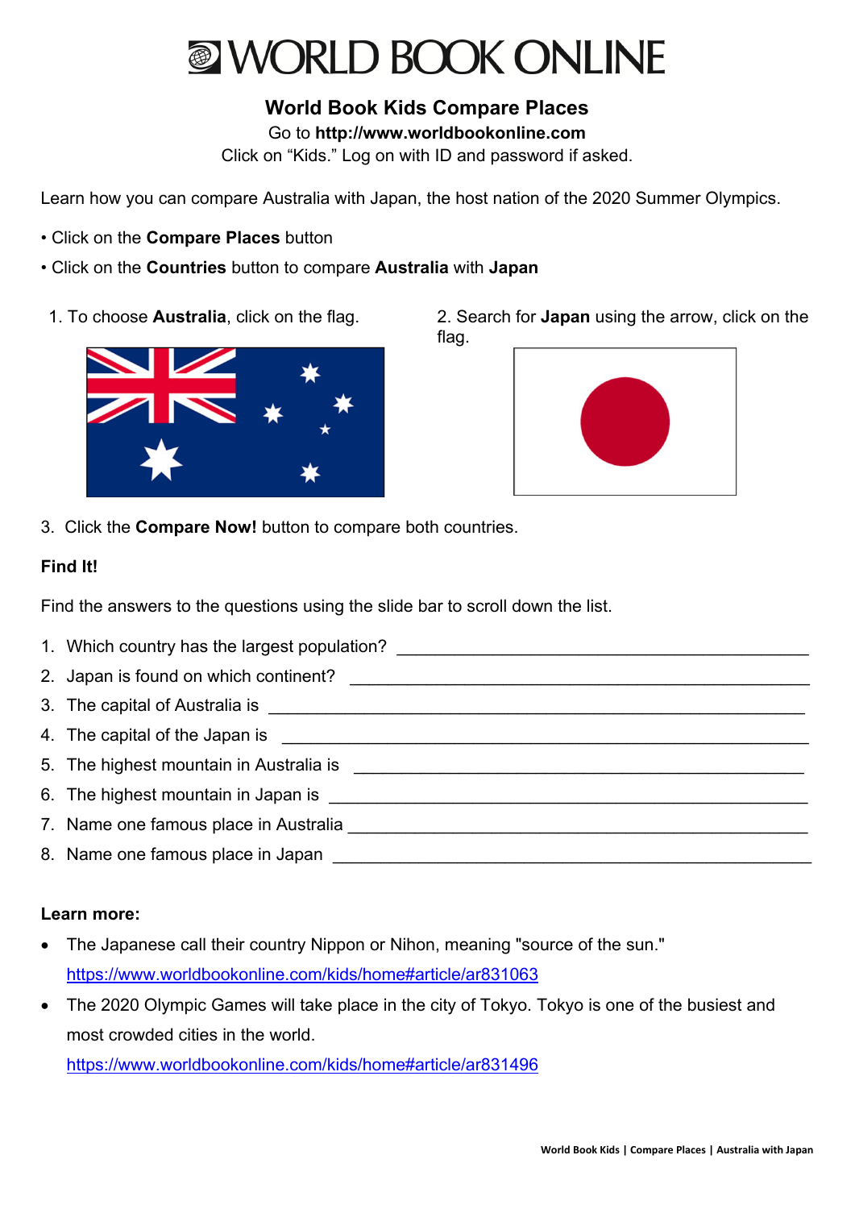# WORLD BOOK ONLINE

## World Book Kids Compare Places

Go to **http://www.worldbookonline.com**
Click on "Kids." Log on with ID and password if asked.

Learn how you can compare Australia with Japan, the host nation of the 2020 Summer Olympics.

- Click on the **Compare Places** button
- Click on the **Countries** button to compare **Australia** with **Japan**

1. To choose **Australia**, click on the flag.
2. Search for **Japan** using the arrow, click on the flag.
3. Click the **Compare Now!** button to compare both countries.

**Find It!**

Find the answers to the questions using the slide bar to scroll down the list.

1. Which country has the largest population? ________________________________
2. Japan is found on which continent? ________________________________
3. The capital of Australia is ________________________________
4. The capital of the Japan is ________________________________
5. The highest mountain in Australia is ________________________________
6. The highest mountain in Japan is ________________________________
7. Name one famous place in Australia ________________________________
8. Name one famous place in Japan ________________________________

**Learn more:**

- The Japanese call their country Nippon or Nihon, meaning "source of the sun."
  https://www.worldbookonline.com/kids/home#article/ar831063
- The 2020 Olympic Games will take place in the city of Tokyo. Tokyo is one of the busiest and most crowded cities in the world.
  https://www.worldbookonline.com/kids/home#article/ar831496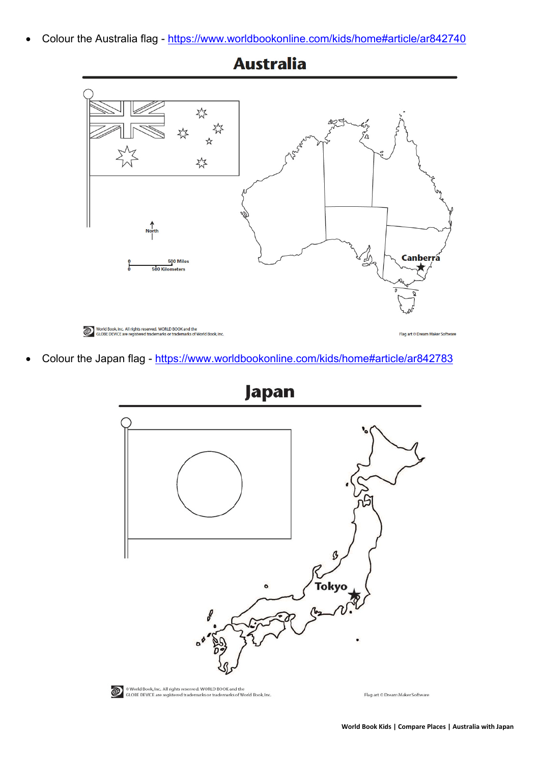- Colour the Australia flag - https://www.worldbookonline.com/kids/home#article/ar842740

# Australia

North

0 500 Miles
0 500 Kilometers

Canberra

World Book, Inc. All rights reserved. WORLD BOOK and the GLOBE DEVICE are registered trademarks or trademarks of World Book, Inc.

Flag art © Dream Maker Software

- Colour the Japan flag - https://www.worldbookonline.com/kids/home#article/ar842783

# Japan

Tokyo

© World Book, Inc. All rights reserved. WORLD BOOK and the GLOBE DEVICE are registered trademarks or trademarks of World Book, Inc.

Flag art © Dream Maker Software